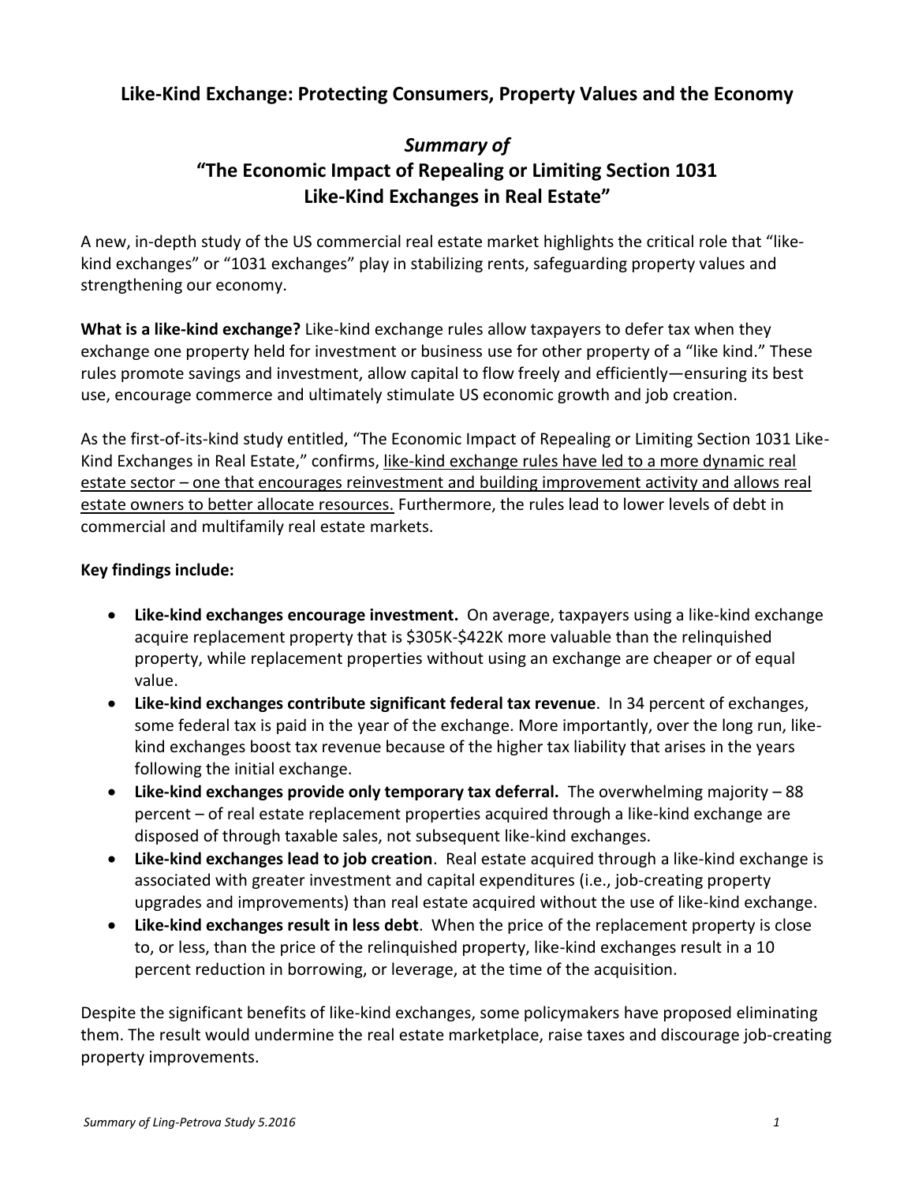## Like-Kind Exchange: Protecting Consumers, Property Values and the Economy

### *Summary of*
### "The Economic Impact of Repealing or Limiting Section 1031 Like-Kind Exchanges in Real Estate"

A new, in-depth study of the US commercial real estate market highlights the critical role that "like-kind exchanges" or "1031 exchanges" play in stabilizing rents, safeguarding property values and strengthening our economy.

**What is a like-kind exchange?** Like-kind exchange rules allow taxpayers to defer tax when they exchange one property held for investment or business use for other property of a "like kind." These rules promote savings and investment, allow capital to flow freely and efficiently—ensuring its best use, encourage commerce and ultimately stimulate US economic growth and job creation.

As the first-of-its-kind study entitled, "The Economic Impact of Repealing or Limiting Section 1031 Like-Kind Exchanges in Real Estate," confirms, <u>like-kind exchange rules have led to a more dynamic real estate sector – one that encourages reinvestment and building improvement activity and allows real estate owners to better allocate resources.</u> Furthermore, the rules lead to lower levels of debt in commercial and multifamily real estate markets.

**Key findings include:**

- **Like-kind exchanges encourage investment.** On average, taxpayers using a like-kind exchange acquire replacement property that is $305K-$422K more valuable than the relinquished property, while replacement properties without using an exchange are cheaper or of equal value.
- **Like-kind exchanges contribute significant federal tax revenue**. In 34 percent of exchanges, some federal tax is paid in the year of the exchange. More importantly, over the long run, like-kind exchanges boost tax revenue because of the higher tax liability that arises in the years following the initial exchange.
- **Like-kind exchanges provide only temporary tax deferral.** The overwhelming majority – 88 percent – of real estate replacement properties acquired through a like-kind exchange are disposed of through taxable sales, not subsequent like-kind exchanges.
- **Like-kind exchanges lead to job creation**. Real estate acquired through a like-kind exchange is associated with greater investment and capital expenditures (i.e., job-creating property upgrades and improvements) than real estate acquired without the use of like-kind exchange.
- **Like-kind exchanges result in less debt**. When the price of the replacement property is close to, or less, than the price of the relinquished property, like-kind exchanges result in a 10 percent reduction in borrowing, or leverage, at the time of the acquisition.

Despite the significant benefits of like-kind exchanges, some policymakers have proposed eliminating them. The result would undermine the real estate marketplace, raise taxes and discourage job-creating property improvements.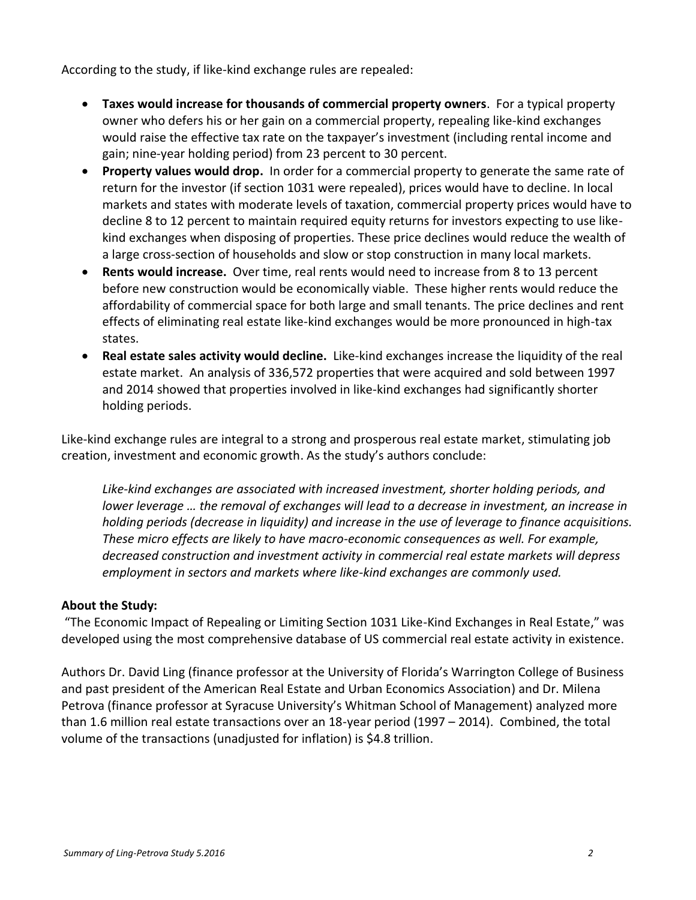According to the study, if like-kind exchange rules are repealed:

- **Taxes would increase for thousands of commercial property owners**. For a typical property owner who defers his or her gain on a commercial property, repealing like-kind exchanges would raise the effective tax rate on the taxpayer's investment (including rental income and gain; nine-year holding period) from 23 percent to 30 percent.
- **Property values would drop.** In order for a commercial property to generate the same rate of return for the investor (if section 1031 were repealed), prices would have to decline. In local markets and states with moderate levels of taxation, commercial property prices would have to decline 8 to 12 percent to maintain required equity returns for investors expecting to use like-kind exchanges when disposing of properties. These price declines would reduce the wealth of a large cross-section of households and slow or stop construction in many local markets.
- **Rents would increase.** Over time, real rents would need to increase from 8 to 13 percent before new construction would be economically viable. These higher rents would reduce the affordability of commercial space for both large and small tenants. The price declines and rent effects of eliminating real estate like-kind exchanges would be more pronounced in high-tax states.
- **Real estate sales activity would decline.** Like-kind exchanges increase the liquidity of the real estate market. An analysis of 336,572 properties that were acquired and sold between 1997 and 2014 showed that properties involved in like-kind exchanges had significantly shorter holding periods.

Like-kind exchange rules are integral to a strong and prosperous real estate market, stimulating job creation, investment and economic growth. As the study's authors conclude:

> *Like-kind exchanges are associated with increased investment, shorter holding periods, and lower leverage … the removal of exchanges will lead to a decrease in investment, an increase in holding periods (decrease in liquidity) and increase in the use of leverage to finance acquisitions. These micro effects are likely to have macro-economic consequences as well. For example, decreased construction and investment activity in commercial real estate markets will depress employment in sectors and markets where like-kind exchanges are commonly used.*

**About the Study:**

"The Economic Impact of Repealing or Limiting Section 1031 Like-Kind Exchanges in Real Estate," was developed using the most comprehensive database of US commercial real estate activity in existence.

Authors Dr. David Ling (finance professor at the University of Florida's Warrington College of Business and past president of the American Real Estate and Urban Economics Association) and Dr. Milena Petrova (finance professor at Syracuse University's Whitman School of Management) analyzed more than 1.6 million real estate transactions over an 18-year period (1997 – 2014). Combined, the total volume of the transactions (unadjusted for inflation) is $4.8 trillion.